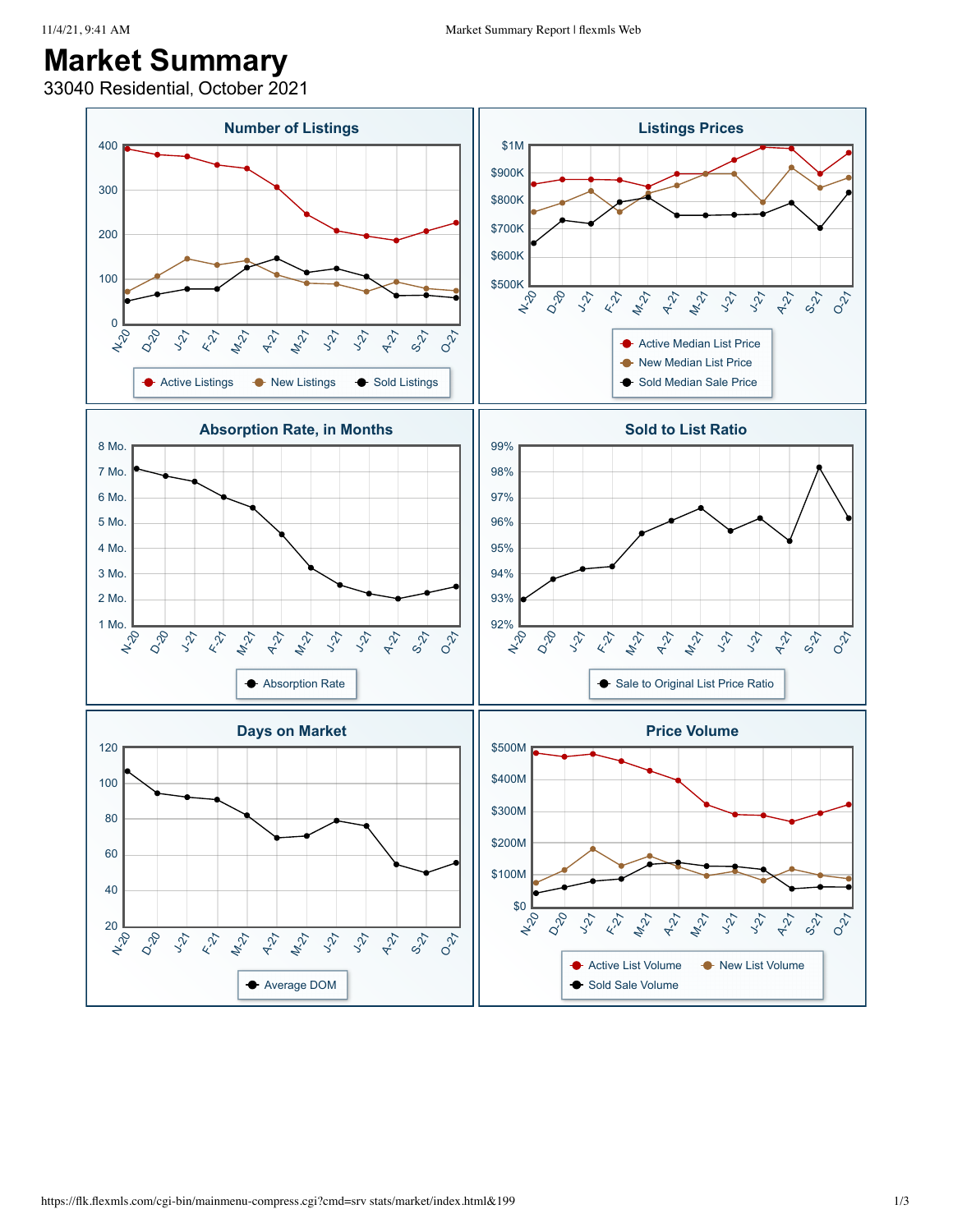# Market Summary

33040 Residential, October 2021

## Number of Listings

400
300
200
100
0

N-20 D-20 J-21 F-21 M-21 A-21 M-21 J-21 J-21 A-21 S-21 O-21

Active Listings · New Listings · Sold Listings

## Listings Prices

$1M
$900K
$800K
$700K
$600K
$500K

N-20 D-20 J-21 F-21 M-21 A-21 M-21 J-21 J-21 A-21 S-21 O-21

Active Median List Price · New Median List Price · Sold Median Sale Price

## Absorption Rate, in Months

8 Mo.
7 Mo.
6 Mo.
5 Mo.
4 Mo.
3 Mo.
2 Mo.
1 Mo.

N-20 D-20 J-21 F-21 M-21 A-21 M-21 J-21 J-21 A-21 S-21 O-21

Absorption Rate

## Sold to List Ratio

99%
98%
97%
96%
95%
94%
93%
92%

N-20 D-20 J-21 F-21 M-21 A-21 M-21 J-21 J-21 A-21 S-21 O-21

Sale to Original List Price Ratio

## Days on Market

120
100
80
60
40
20

N-20 D-20 J-21 F-21 M-21 A-21 M-21 J-21 J-21 A-21 S-21 O-21

Average DOM

## Price Volume

$500M
$400M
$300M
$200M
$100M
$0

N-20 D-20 J-21 F-21 M-21 A-21 M-21 J-21 J-21 A-21 S-21 O-21

Active List Volume · New List Volume · Sold Sale Volume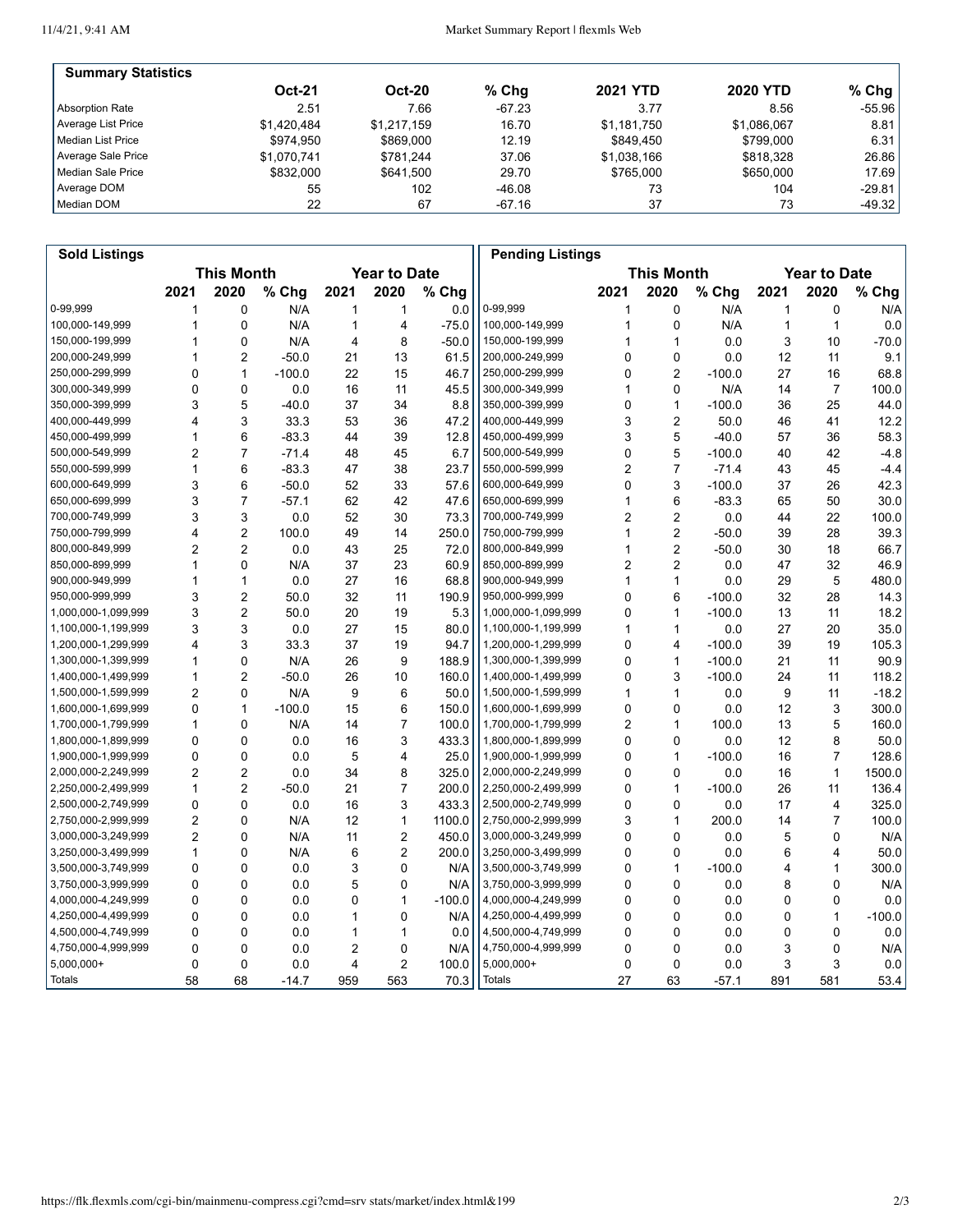| Summary Statistics | Oct-21 | Oct-20 | % Chg | 2021 YTD | 2020 YTD | % Chg |
|---|---|---|---|---|---|---|
| Absorption Rate | 2.51 | 7.66 | -67.23 | 3.77 | 8.56 | -55.96 |
| Average List Price | $1,420,484 | $1,217,159 | 16.70 | $1,181,750 | $1,086,067 | 8.81 |
| Median List Price | $974,950 | $869,000 | 12.19 | $849,450 | $799,000 | 6.31 |
| Average Sale Price | $1,070,741 | $781,244 | 37.06 | $1,038,166 | $818,328 | 26.86 |
| Median Sale Price | $832,000 | $641,500 | 29.70 | $765,000 | $650,000 | 17.69 |
| Average DOM | 55 | 102 | -46.08 | 73 | 104 | -29.81 |
| Median DOM | 22 | 67 | -67.16 | 37 | 73 | -49.32 |

| Sold Listings | This Month | | | Year to Date | | |
|---|---|---|---|---|---|---|
| | 2021 | 2020 | % Chg | 2021 | 2020 | % Chg |
| 0-99,999 | 1 | 0 | N/A | 1 | 1 | 0.0 |
| 100,000-149,999 | 1 | 0 | N/A | 1 | 4 | -75.0 |
| 150,000-199,999 | 1 | 0 | N/A | 4 | 8 | -50.0 |
| 200,000-249,999 | 1 | 2 | -50.0 | 21 | 13 | 61.5 |
| 250,000-299,999 | 0 | 1 | -100.0 | 22 | 15 | 46.7 |
| 300,000-349,999 | 0 | 0 | 0.0 | 16 | 11 | 45.5 |
| 350,000-399,999 | 3 | 5 | -40.0 | 37 | 34 | 8.8 |
| 400,000-449,999 | 4 | 3 | 33.3 | 53 | 36 | 47.2 |
| 450,000-499,999 | 1 | 6 | -83.3 | 44 | 39 | 12.8 |
| 500,000-549,999 | 2 | 7 | -71.4 | 48 | 45 | 6.7 |
| 550,000-599,999 | 1 | 6 | -83.3 | 47 | 38 | 23.7 |
| 600,000-649,999 | 3 | 6 | -50.0 | 52 | 33 | 57.6 |
| 650,000-699,999 | 3 | 7 | -57.1 | 62 | 42 | 47.6 |
| 700,000-749,999 | 3 | 3 | 0.0 | 52 | 30 | 73.3 |
| 750,000-799,999 | 4 | 2 | 100.0 | 49 | 14 | 250.0 |
| 800,000-849,999 | 2 | 2 | 0.0 | 43 | 25 | 72.0 |
| 850,000-899,999 | 1 | 0 | N/A | 37 | 23 | 60.9 |
| 900,000-949,999 | 1 | 1 | 0.0 | 27 | 16 | 68.8 |
| 950,000-999,999 | 3 | 2 | 50.0 | 32 | 11 | 190.9 |
| 1,000,000-1,099,999 | 3 | 2 | 50.0 | 20 | 19 | 5.3 |
| 1,100,000-1,199,999 | 3 | 3 | 0.0 | 27 | 15 | 80.0 |
| 1,200,000-1,299,999 | 4 | 3 | 33.3 | 37 | 19 | 94.7 |
| 1,300,000-1,399,999 | 1 | 0 | N/A | 26 | 9 | 188.9 |
| 1,400,000-1,499,999 | 1 | 2 | -50.0 | 26 | 10 | 160.0 |
| 1,500,000-1,599,999 | 2 | 0 | N/A | 9 | 6 | 50.0 |
| 1,600,000-1,699,999 | 0 | 1 | -100.0 | 15 | 6 | 150.0 |
| 1,700,000-1,799,999 | 1 | 0 | N/A | 14 | 7 | 100.0 |
| 1,800,000-1,899,999 | 0 | 0 | 0.0 | 16 | 3 | 433.3 |
| 1,900,000-1,999,999 | 0 | 0 | 0.0 | 5 | 4 | 25.0 |
| 2,000,000-2,249,999 | 2 | 2 | 0.0 | 34 | 8 | 325.0 |
| 2,250,000-2,499,999 | 1 | 2 | -50.0 | 21 | 7 | 200.0 |
| 2,500,000-2,749,999 | 0 | 0 | 0.0 | 16 | 3 | 433.3 |
| 2,750,000-2,999,999 | 2 | 0 | N/A | 12 | 1 | 1100.0 |
| 3,000,000-3,249,999 | 2 | 0 | N/A | 11 | 2 | 450.0 |
| 3,250,000-3,499,999 | 1 | 0 | N/A | 6 | 2 | 200.0 |
| 3,500,000-3,749,999 | 0 | 0 | 0.0 | 3 | 0 | N/A |
| 3,750,000-3,999,999 | 0 | 0 | 0.0 | 5 | 0 | N/A |
| 4,000,000-4,249,999 | 0 | 0 | 0.0 | 0 | 1 | -100.0 |
| 4,250,000-4,499,999 | 0 | 0 | 0.0 | 1 | 0 | N/A |
| 4,500,000-4,749,999 | 0 | 0 | 0.0 | 1 | 1 | 0.0 |
| 4,750,000-4,999,999 | 0 | 0 | 0.0 | 2 | 0 | N/A |
| 5,000,000+ | 0 | 0 | 0.0 | 4 | 2 | 100.0 |
| Totals | 58 | 68 | -14.7 | 959 | 563 | 70.3 |

| Pending Listings | This Month | | | Year to Date | | |
|---|---|---|---|---|---|---|
| | 2021 | 2020 | % Chg | 2021 | 2020 | % Chg |
| 0-99,999 | 1 | 0 | N/A | 1 | 0 | N/A |
| 100,000-149,999 | 1 | 0 | N/A | 1 | 1 | 0.0 |
| 150,000-199,999 | 1 | 1 | 0.0 | 3 | 10 | -70.0 |
| 200,000-249,999 | 0 | 0 | 0.0 | 12 | 11 | 9.1 |
| 250,000-299,999 | 0 | 2 | -100.0 | 27 | 16 | 68.8 |
| 300,000-349,999 | 1 | 0 | N/A | 14 | 7 | 100.0 |
| 350,000-399,999 | 0 | 1 | -100.0 | 36 | 25 | 44.0 |
| 400,000-449,999 | 3 | 2 | 50.0 | 46 | 41 | 12.2 |
| 450,000-499,999 | 3 | 5 | -40.0 | 57 | 36 | 58.3 |
| 500,000-549,999 | 0 | 5 | -100.0 | 40 | 42 | -4.8 |
| 550,000-599,999 | 2 | 7 | -71.4 | 43 | 45 | -4.4 |
| 600,000-649,999 | 0 | 3 | -100.0 | 37 | 26 | 42.3 |
| 650,000-699,999 | 1 | 6 | -83.3 | 65 | 50 | 30.0 |
| 700,000-749,999 | 2 | 2 | 0.0 | 44 | 22 | 100.0 |
| 750,000-799,999 | 1 | 2 | -50.0 | 39 | 28 | 39.3 |
| 800,000-849,999 | 1 | 2 | -50.0 | 30 | 18 | 66.7 |
| 850,000-899,999 | 2 | 2 | 0.0 | 47 | 32 | 46.9 |
| 900,000-949,999 | 1 | 1 | 0.0 | 29 | 5 | 480.0 |
| 950,000-999,999 | 0 | 6 | -100.0 | 32 | 28 | 14.3 |
| 1,000,000-1,099,999 | 0 | 1 | -100.0 | 13 | 11 | 18.2 |
| 1,100,000-1,199,999 | 1 | 1 | 0.0 | 27 | 20 | 35.0 |
| 1,200,000-1,299,999 | 0 | 4 | -100.0 | 39 | 19 | 105.3 |
| 1,300,000-1,399,999 | 0 | 1 | -100.0 | 21 | 11 | 90.9 |
| 1,400,000-1,499,999 | 0 | 3 | -100.0 | 24 | 11 | 118.2 |
| 1,500,000-1,599,999 | 1 | 1 | 0.0 | 9 | 11 | -18.2 |
| 1,600,000-1,699,999 | 0 | 0 | 0.0 | 12 | 3 | 300.0 |
| 1,700,000-1,799,999 | 2 | 1 | 100.0 | 13 | 5 | 160.0 |
| 1,800,000-1,899,999 | 0 | 0 | 0.0 | 12 | 8 | 50.0 |
| 1,900,000-1,999,999 | 0 | 1 | -100.0 | 16 | 7 | 128.6 |
| 2,000,000-2,249,999 | 0 | 0 | 0.0 | 16 | 1 | 1500.0 |
| 2,250,000-2,499,999 | 0 | 1 | -100.0 | 26 | 11 | 136.4 |
| 2,500,000-2,749,999 | 0 | 0 | 0.0 | 17 | 4 | 325.0 |
| 2,750,000-2,999,999 | 3 | 1 | 200.0 | 14 | 7 | 100.0 |
| 3,000,000-3,249,999 | 0 | 0 | 0.0 | 5 | 0 | N/A |
| 3,250,000-3,499,999 | 0 | 0 | 0.0 | 6 | 4 | 50.0 |
| 3,500,000-3,749,999 | 0 | 1 | -100.0 | 4 | 1 | 300.0 |
| 3,750,000-3,999,999 | 0 | 0 | 0.0 | 8 | 0 | N/A |
| 4,000,000-4,249,999 | 0 | 0 | 0.0 | 0 | 0 | 0.0 |
| 4,250,000-4,499,999 | 0 | 0 | 0.0 | 0 | 1 | -100.0 |
| 4,500,000-4,749,999 | 0 | 0 | 0.0 | 0 | 0 | 0.0 |
| 4,750,000-4,999,999 | 0 | 0 | 0.0 | 3 | 0 | N/A |
| 5,000,000+ | 0 | 0 | 0.0 | 3 | 3 | 0.0 |
| Totals | 27 | 63 | -57.1 | 891 | 581 | 53.4 |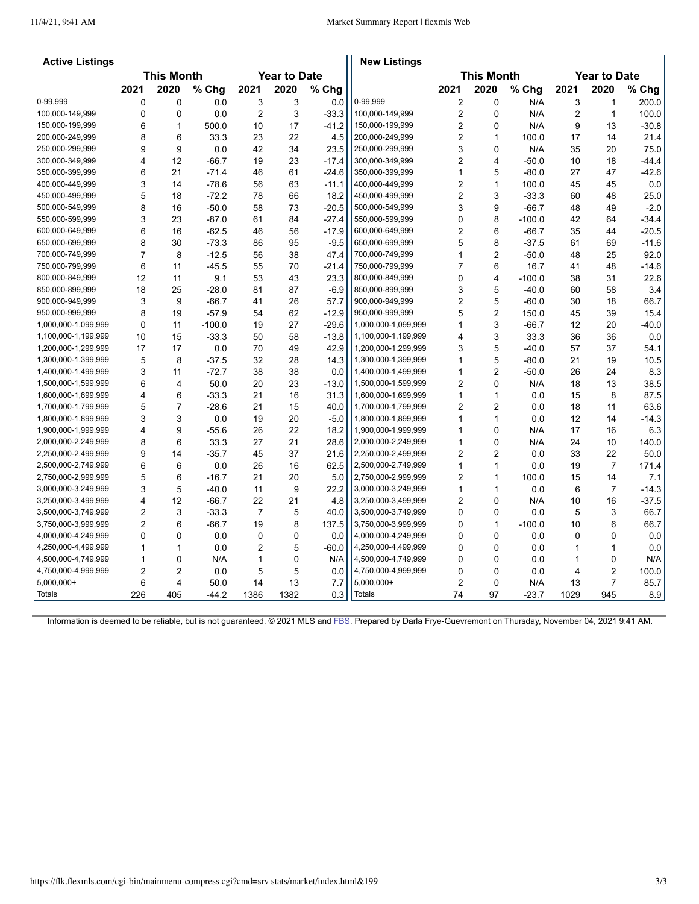## Active Listings

| | This Month | | | Year to Date | | |
|---|---|---|---|---|---|---|
| | 2021 | 2020 | % Chg | 2021 | 2020 | % Chg |
| 0-99,999 | 0 | 0 | 0.0 | 3 | 3 | 0.0 |
| 100,000-149,999 | 0 | 0 | 0.0 | 2 | 3 | -33.3 |
| 150,000-199,999 | 6 | 1 | 500.0 | 10 | 17 | -41.2 |
| 200,000-249,999 | 8 | 6 | 33.3 | 23 | 22 | 4.5 |
| 250,000-299,999 | 9 | 9 | 0.0 | 42 | 34 | 23.5 |
| 300,000-349,999 | 4 | 12 | -66.7 | 19 | 23 | -17.4 |
| 350,000-399,999 | 6 | 21 | -71.4 | 46 | 61 | -24.6 |
| 400,000-449,999 | 3 | 14 | -78.6 | 56 | 63 | -11.1 |
| 450,000-499,999 | 5 | 18 | -72.2 | 78 | 66 | 18.2 |
| 500,000-549,999 | 8 | 16 | -50.0 | 58 | 73 | -20.5 |
| 550,000-599,999 | 3 | 23 | -87.0 | 61 | 84 | -27.4 |
| 600,000-649,999 | 6 | 16 | -62.5 | 46 | 56 | -17.9 |
| 650,000-699,999 | 8 | 30 | -73.3 | 86 | 95 | -9.5 |
| 700,000-749,999 | 7 | 8 | -12.5 | 56 | 38 | 47.4 |
| 750,000-799,999 | 6 | 11 | -45.5 | 55 | 70 | -21.4 |
| 800,000-849,999 | 12 | 11 | 9.1 | 53 | 43 | 23.3 |
| 850,000-899,999 | 18 | 25 | -28.0 | 81 | 87 | -6.9 |
| 900,000-949,999 | 3 | 9 | -66.7 | 41 | 26 | 57.7 |
| 950,000-999,999 | 8 | 19 | -57.9 | 54 | 62 | -12.9 |
| 1,000,000-1,099,999 | 0 | 11 | -100.0 | 19 | 27 | -29.6 |
| 1,100,000-1,199,999 | 10 | 15 | -33.3 | 50 | 58 | -13.8 |
| 1,200,000-1,299,999 | 17 | 17 | 0.0 | 70 | 49 | 42.9 |
| 1,300,000-1,399,999 | 5 | 8 | -37.5 | 32 | 28 | 14.3 |
| 1,400,000-1,499,999 | 3 | 11 | -72.7 | 38 | 38 | 0.0 |
| 1,500,000-1,599,999 | 6 | 4 | 50.0 | 20 | 23 | -13.0 |
| 1,600,000-1,699,999 | 4 | 6 | -33.3 | 21 | 16 | 31.3 |
| 1,700,000-1,799,999 | 5 | 7 | -28.6 | 21 | 15 | 40.0 |
| 1,800,000-1,899,999 | 3 | 3 | 0.0 | 19 | 20 | -5.0 |
| 1,900,000-1,999,999 | 4 | 9 | -55.6 | 26 | 22 | 18.2 |
| 2,000,000-2,249,999 | 8 | 6 | 33.3 | 27 | 21 | 28.6 |
| 2,250,000-2,499,999 | 9 | 14 | -35.7 | 45 | 37 | 21.6 |
| 2,500,000-2,749,999 | 6 | 6 | 0.0 | 26 | 16 | 62.5 |
| 2,750,000-2,999,999 | 5 | 6 | -16.7 | 21 | 20 | 5.0 |
| 3,000,000-3,249,999 | 3 | 5 | -40.0 | 11 | 9 | 22.2 |
| 3,250,000-3,499,999 | 4 | 12 | -66.7 | 22 | 21 | 4.8 |
| 3,500,000-3,749,999 | 2 | 3 | -33.3 | 7 | 5 | 40.0 |
| 3,750,000-3,999,999 | 2 | 6 | -66.7 | 19 | 8 | 137.5 |
| 4,000,000-4,249,999 | 0 | 0 | 0.0 | 0 | 0 | 0.0 |
| 4,250,000-4,499,999 | 1 | 1 | 0.0 | 2 | 5 | -60.0 |
| 4,500,000-4,749,999 | 1 | 0 | N/A | 1 | 0 | N/A |
| 4,750,000-4,999,999 | 2 | 2 | 0.0 | 5 | 5 | 0.0 |
| 5,000,000+ | 6 | 4 | 50.0 | 14 | 13 | 7.7 |
| Totals | 226 | 405 | -44.2 | 1386 | 1382 | 0.3 |

## New Listings

| | This Month | | | Year to Date | | |
|---|---|---|---|---|---|---|
| | 2021 | 2020 | % Chg | 2021 | 2020 | % Chg |
| 0-99,999 | 2 | 0 | N/A | 3 | 1 | 200.0 |
| 100,000-149,999 | 2 | 0 | N/A | 2 | 1 | 100.0 |
| 150,000-199,999 | 2 | 0 | N/A | 9 | 13 | -30.8 |
| 200,000-249,999 | 2 | 1 | 100.0 | 17 | 14 | 21.4 |
| 250,000-299,999 | 3 | 0 | N/A | 35 | 20 | 75.0 |
| 300,000-349,999 | 2 | 4 | -50.0 | 10 | 18 | -44.4 |
| 350,000-399,999 | 1 | 5 | -80.0 | 27 | 47 | -42.6 |
| 400,000-449,999 | 2 | 1 | 100.0 | 45 | 45 | 0.0 |
| 450,000-499,999 | 2 | 3 | -33.3 | 60 | 48 | 25.0 |
| 500,000-549,999 | 3 | 9 | -66.7 | 48 | 49 | -2.0 |
| 550,000-599,999 | 0 | 8 | -100.0 | 42 | 64 | -34.4 |
| 600,000-649,999 | 2 | 6 | -66.7 | 35 | 44 | -20.5 |
| 650,000-699,999 | 5 | 8 | -37.5 | 61 | 69 | -11.6 |
| 700,000-749,999 | 1 | 2 | -50.0 | 48 | 25 | 92.0 |
| 750,000-799,999 | 7 | 6 | 16.7 | 41 | 48 | -14.6 |
| 800,000-849,999 | 0 | 4 | -100.0 | 38 | 31 | 22.6 |
| 850,000-899,999 | 3 | 5 | -40.0 | 60 | 58 | 3.4 |
| 900,000-949,999 | 2 | 5 | -60.0 | 30 | 18 | 66.7 |
| 950,000-999,999 | 5 | 2 | 150.0 | 45 | 39 | 15.4 |
| 1,000,000-1,099,999 | 1 | 3 | -66.7 | 12 | 20 | -40.0 |
| 1,100,000-1,199,999 | 4 | 3 | 33.3 | 36 | 36 | 0.0 |
| 1,200,000-1,299,999 | 3 | 5 | -40.0 | 57 | 37 | 54.1 |
| 1,300,000-1,399,999 | 1 | 5 | -80.0 | 21 | 19 | 10.5 |
| 1,400,000-1,499,999 | 1 | 2 | -50.0 | 26 | 24 | 8.3 |
| 1,500,000-1,599,999 | 2 | 0 | N/A | 18 | 13 | 38.5 |
| 1,600,000-1,699,999 | 1 | 1 | 0.0 | 15 | 8 | 87.5 |
| 1,700,000-1,799,999 | 2 | 2 | 0.0 | 18 | 11 | 63.6 |
| 1,800,000-1,899,999 | 1 | 1 | 0.0 | 12 | 14 | -14.3 |
| 1,900,000-1,999,999 | 1 | 0 | N/A | 17 | 16 | 6.3 |
| 2,000,000-2,249,999 | 1 | 0 | N/A | 24 | 10 | 140.0 |
| 2,250,000-2,499,999 | 2 | 2 | 0.0 | 33 | 22 | 50.0 |
| 2,500,000-2,749,999 | 1 | 1 | 0.0 | 19 | 7 | 171.4 |
| 2,750,000-2,999,999 | 2 | 1 | 100.0 | 15 | 14 | 7.1 |
| 3,000,000-3,249,999 | 1 | 1 | 0.0 | 6 | 7 | -14.3 |
| 3,250,000-3,499,999 | 2 | 0 | N/A | 10 | 16 | -37.5 |
| 3,500,000-3,749,999 | 0 | 0 | 0.0 | 5 | 3 | 66.7 |
| 3,750,000-3,999,999 | 0 | 1 | -100.0 | 10 | 6 | 66.7 |
| 4,000,000-4,249,999 | 0 | 0 | 0.0 | 0 | 0 | 0.0 |
| 4,250,000-4,499,999 | 0 | 0 | 0.0 | 1 | 1 | 0.0 |
| 4,500,000-4,749,999 | 0 | 0 | 0.0 | 1 | 0 | N/A |
| 4,750,000-4,999,999 | 0 | 0 | 0.0 | 4 | 2 | 100.0 |
| 5,000,000+ | 2 | 0 | N/A | 13 | 7 | 85.7 |
| Totals | 74 | 97 | -23.7 | 1029 | 945 | 8.9 |

Information is deemed to be reliable, but is not guaranteed. © 2021 MLS and FBS. Prepared by Darla Frye-Guevremont on Thursday, November 04, 2021 9:41 AM.